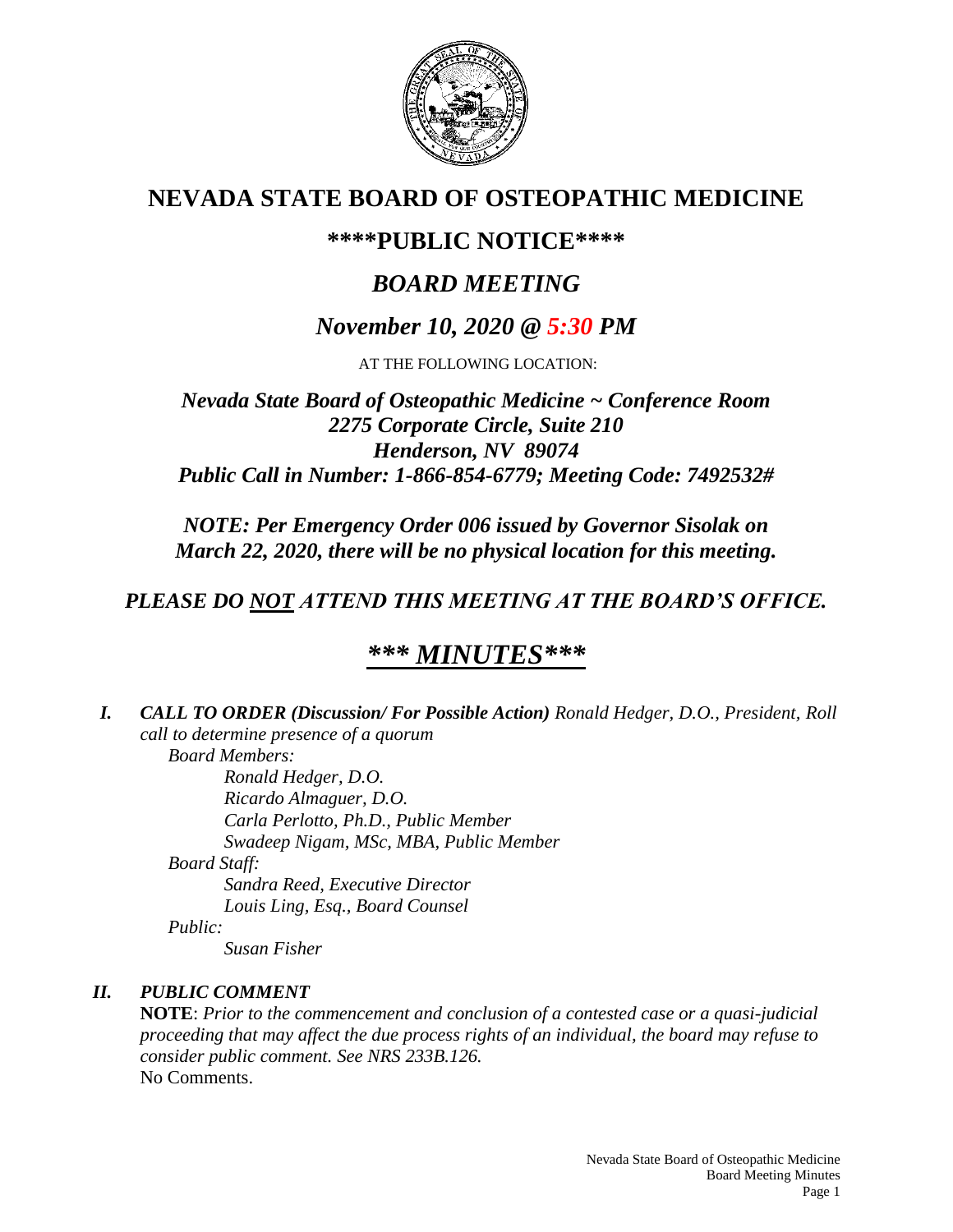# NEVADA STATE BOARD OF OSTEOPATHIC MEDICINE

## ****PUBLIC NOTICE****

## *BOARD MEETING*

## *November 10, 2020 @ 5:30 PM*

AT THE FOLLOWING LOCATION:

***Nevada State Board of Osteopathic Medicine ~ Conference Room***
***2275 Corporate Circle, Suite 210***
***Henderson, NV 89074***
***Public Call in Number: 1-866-854-6779; Meeting Code: 7492532#***

***NOTE: Per Emergency Order 006 issued by Governor Sisolak on March 22, 2020, there will be no physical location for this meeting.***

***PLEASE DO NOT ATTEND THIS MEETING AT THE BOARD'S OFFICE.***

## ***\*\*\* MINUTES\*\*\****

***I. CALL TO ORDER (Discussion/ For Possible Action)*** *Ronald Hedger, D.O., President, Roll call to determine presence of a quorum*

*Board Members:*

*Ronald Hedger, D.O.*
*Ricardo Almaguer, D.O.*
*Carla Perlotto, Ph.D., Public Member*
*Swadeep Nigam, MSc, MBA, Public Member*

*Board Staff:*

*Sandra Reed, Executive Director*
*Louis Ling, Esq., Board Counsel*

*Public:*

*Susan Fisher*

***II. PUBLIC COMMENT***

**NOTE**: *Prior to the commencement and conclusion of a contested case or a quasi-judicial proceeding that may affect the due process rights of an individual, the board may refuse to consider public comment. See NRS 233B.126.*

No Comments.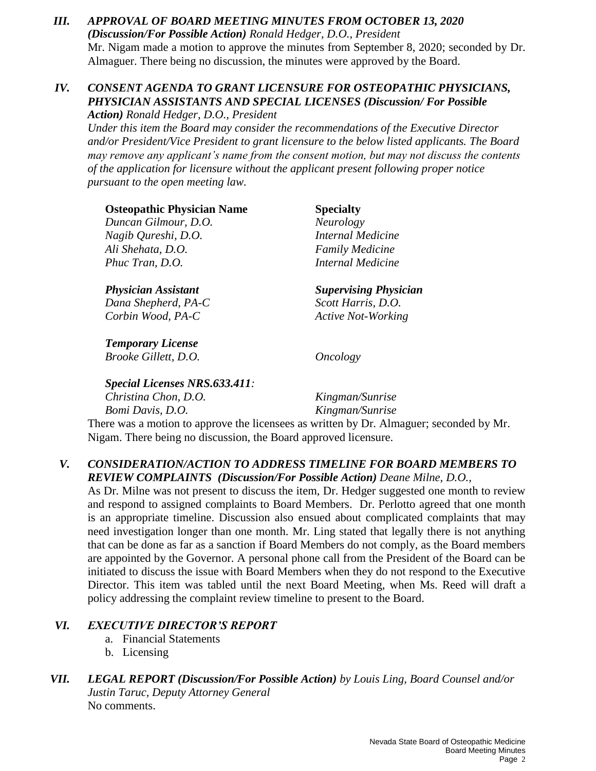***III. APPROVAL OF BOARD MEETING MINUTES FROM OCTOBER 13, 2020 (Discussion/For Possible Action)*** *Ronald Hedger, D.O., President*

Mr. Nigam made a motion to approve the minutes from September 8, 2020; seconded by Dr. Almaguer. There being no discussion, the minutes were approved by the Board.

***IV. CONSENT AGENDA TO GRANT LICENSURE FOR OSTEOPATHIC PHYSICIANS, PHYSICIAN ASSISTANTS AND SPECIAL LICENSES (Discussion/ For Possible Action)*** *Ronald Hedger, D.O., President*

*Under this item the Board may consider the recommendations of the Executive Director and/or President/Vice President to grant licensure to the below listed applicants. The Board may remove any applicant's name from the consent motion, but may not discuss the contents of the application for licensure without the applicant present following proper notice pursuant to the open meeting law.*

| **Osteopathic Physician Name** | **Specialty** |
|---|---|
| *Duncan Gilmour, D.O.* | *Neurology* |
| *Nagib Qureshi, D.O.* | *Internal Medicine* |
| *Ali Shehata, D.O.* | *Family Medicine* |
| *Phuc Tran, D.O.* | *Internal Medicine* |

| ***Physician Assistant*** | ***Supervising Physician*** |
|---|---|
| *Dana Shepherd, PA-C* | *Scott Harris, D.O.* |
| *Corbin Wood, PA-C* | *Active Not-Working* |

***Temporary License***

*Brooke Gillett, D.O.* — *Oncology*

***Special Licenses NRS.633.411:***

*Christina Chon, D.O.* — *Kingman/Sunrise*

*Bomi Davis, D.O.* — *Kingman/Sunrise*

There was a motion to approve the licensees as written by Dr. Almaguer; seconded by Mr. Nigam. There being no discussion, the Board approved licensure.

***V. CONSIDERATION/ACTION TO ADDRESS TIMELINE FOR BOARD MEMBERS TO REVIEW COMPLAINTS (Discussion/For Possible Action)*** *Deane Milne, D.O.,*

As Dr. Milne was not present to discuss the item, Dr. Hedger suggested one month to review and respond to assigned complaints to Board Members. Dr. Perlotto agreed that one month is an appropriate timeline. Discussion also ensued about complicated complaints that may need investigation longer than one month. Mr. Ling stated that legally there is not anything that can be done as far as a sanction if Board Members do not comply, as the Board members are appointed by the Governor. A personal phone call from the President of the Board can be initiated to discuss the issue with Board Members when they do not respond to the Executive Director. This item was tabled until the next Board Meeting, when Ms. Reed will draft a policy addressing the complaint review timeline to present to the Board.

***VI. EXECUTIVE DIRECTOR'S REPORT***

a. Financial Statements
b. Licensing

***VII. LEGAL REPORT (Discussion/For Possible Action)*** *by Louis Ling, Board Counsel and/or Justin Taruc, Deputy Attorney General*

No comments.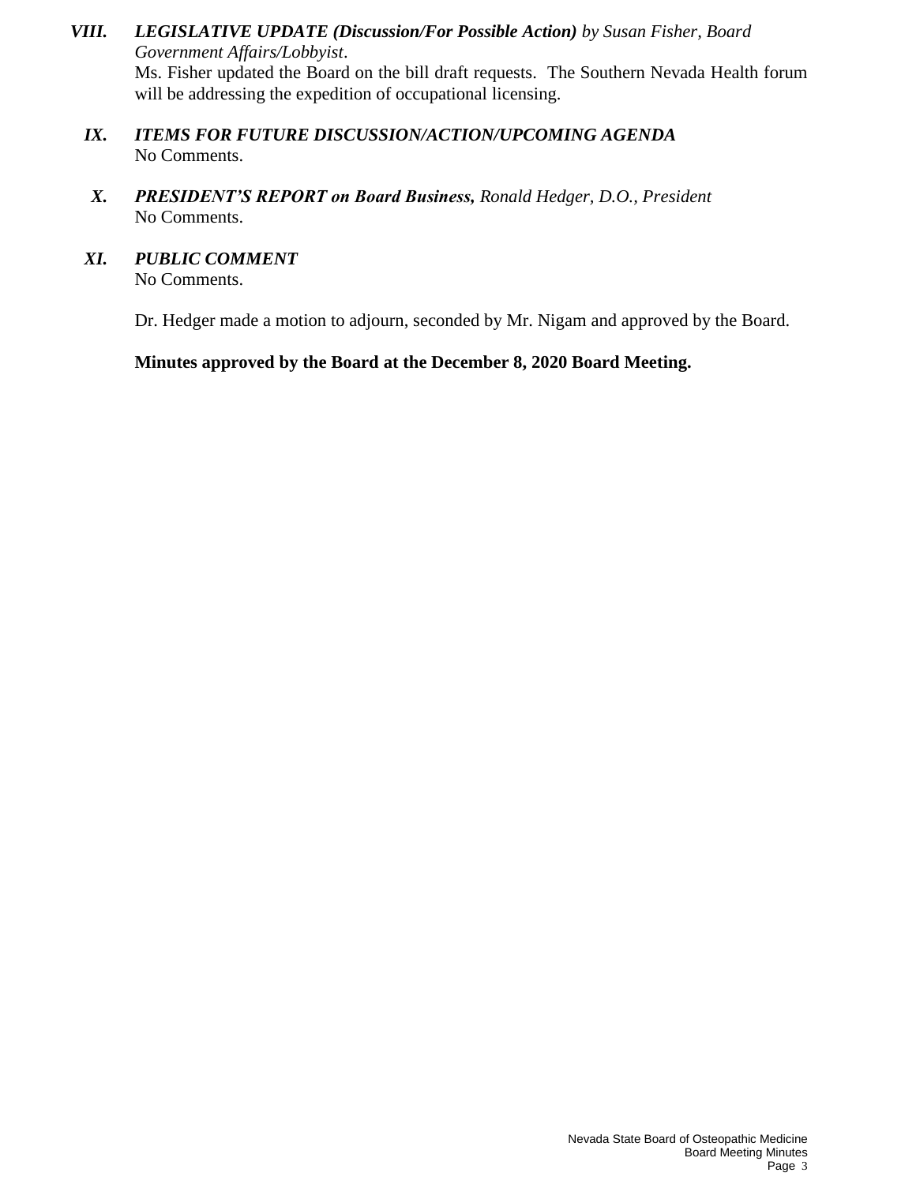***VIII. LEGISLATIVE UPDATE (Discussion/For Possible Action)*** *by Susan Fisher, Board Government Affairs/Lobbyist*.

Ms. Fisher updated the Board on the bill draft requests. The Southern Nevada Health forum will be addressing the expedition of occupational licensing.

***IX. ITEMS FOR FUTURE DISCUSSION/ACTION/UPCOMING AGENDA***

No Comments.

***X. PRESIDENT'S REPORT on Board Business,*** *Ronald Hedger, D.O., President*

No Comments.

***XI. PUBLIC COMMENT***

No Comments.

Dr. Hedger made a motion to adjourn, seconded by Mr. Nigam and approved by the Board.

**Minutes approved by the Board at the December 8, 2020 Board Meeting.**